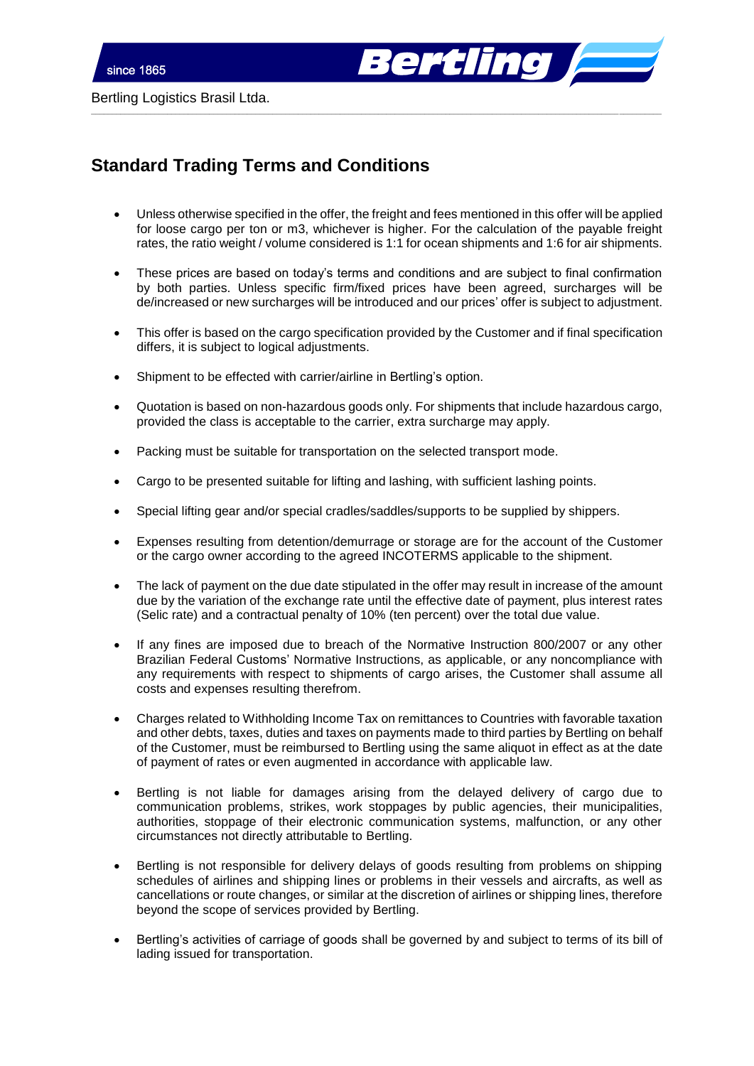since 1865

Bertling

Bertling Logistics Brasil Ltda.

## Standard Trading Terms and Conditions

- Unless otherwise specified in the offer, the freight and fees mentioned in this offer will be applied for loose cargo per ton or m3, whichever is higher. For the calculation of the payable freight rates, the ratio weight / volume considered is 1:1 for ocean shipments and 1:6 for air shipments.
- These prices are based on today's terms and conditions and are subject to final confirmation by both parties. Unless specific firm/fixed prices have been agreed, surcharges will be de/increased or new surcharges will be introduced and our prices' offer is subject to adjustment.
- This offer is based on the cargo specification provided by the Customer and if final specification differs, it is subject to logical adjustments.
- Shipment to be effected with carrier/airline in Bertling's option.
- Quotation is based on non-hazardous goods only. For shipments that include hazardous cargo, provided the class is acceptable to the carrier, extra surcharge may apply.
- Packing must be suitable for transportation on the selected transport mode.
- Cargo to be presented suitable for lifting and lashing, with sufficient lashing points.
- Special lifting gear and/or special cradles/saddles/supports to be supplied by shippers.
- Expenses resulting from detention/demurrage or storage are for the account of the Customer or the cargo owner according to the agreed INCOTERMS applicable to the shipment.
- The lack of payment on the due date stipulated in the offer may result in increase of the amount due by the variation of the exchange rate until the effective date of payment, plus interest rates (Selic rate) and a contractual penalty of 10% (ten percent) over the total due value.
- If any fines are imposed due to breach of the Normative Instruction 800/2007 or any other Brazilian Federal Customs' Normative Instructions, as applicable, or any noncompliance with any requirements with respect to shipments of cargo arises, the Customer shall assume all costs and expenses resulting therefrom.
- Charges related to Withholding Income Tax on remittances to Countries with favorable taxation and other debts, taxes, duties and taxes on payments made to third parties by Bertling on behalf of the Customer, must be reimbursed to Bertling using the same aliquot in effect as at the date of payment of rates or even augmented in accordance with applicable law.
- Bertling is not liable for damages arising from the delayed delivery of cargo due to communication problems, strikes, work stoppages by public agencies, their municipalities, authorities, stoppage of their electronic communication systems, malfunction, or any other circumstances not directly attributable to Bertling.
- Bertling is not responsible for delivery delays of goods resulting from problems on shipping schedules of airlines and shipping lines or problems in their vessels and aircrafts, as well as cancellations or route changes, or similar at the discretion of airlines or shipping lines, therefore beyond the scope of services provided by Bertling.
- Bertling's activities of carriage of goods shall be governed by and subject to terms of its bill of lading issued for transportation.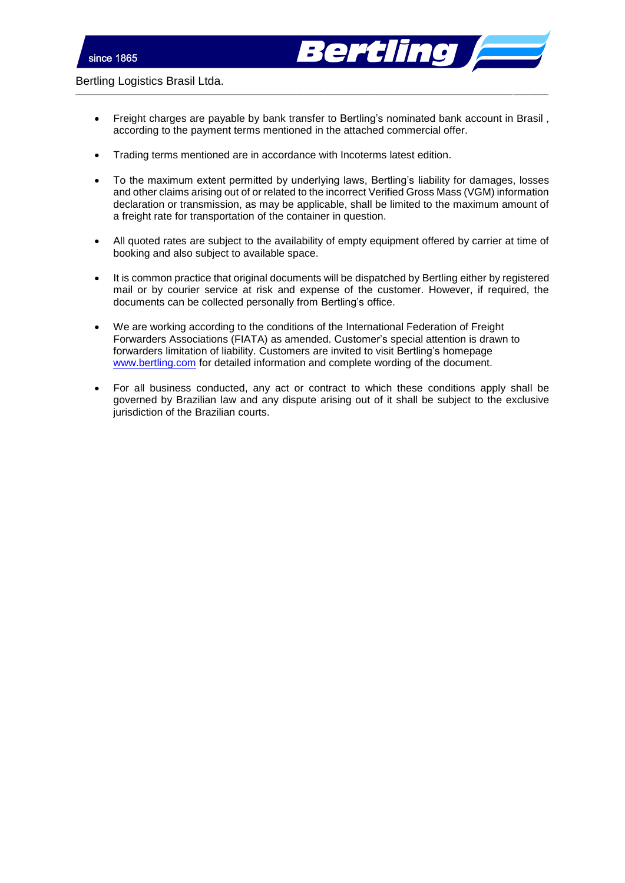- Freight charges are payable by bank transfer to Bertling's nominated bank account in Brasil , according to the payment terms mentioned in the attached commercial offer.

- Trading terms mentioned are in accordance with Incoterms latest edition.

- To the maximum extent permitted by underlying laws, Bertling's liability for damages, losses and other claims arising out of or related to the incorrect Verified Gross Mass (VGM) information declaration or transmission, as may be applicable, shall be limited to the maximum amount of a freight rate for transportation of the container in question.

- All quoted rates are subject to the availability of empty equipment offered by carrier at time of booking and also subject to available space.

- It is common practice that original documents will be dispatched by Bertling either by registered mail or by courier service at risk and expense of the customer. However, if required, the documents can be collected personally from Bertling's office.

- We are working according to the conditions of the International Federation of Freight Forwarders Associations (FIATA) as amended. Customer's special attention is drawn to forwarders limitation of liability. Customers are invited to visit Bertling's homepage [www.bertling.com](http://www.bertling.com) for detailed information and complete wording of the document.

- For all business conducted, any act or contract to which these conditions apply shall be governed by Brazilian law and any dispute arising out of it shall be subject to the exclusive jurisdiction of the Brazilian courts.